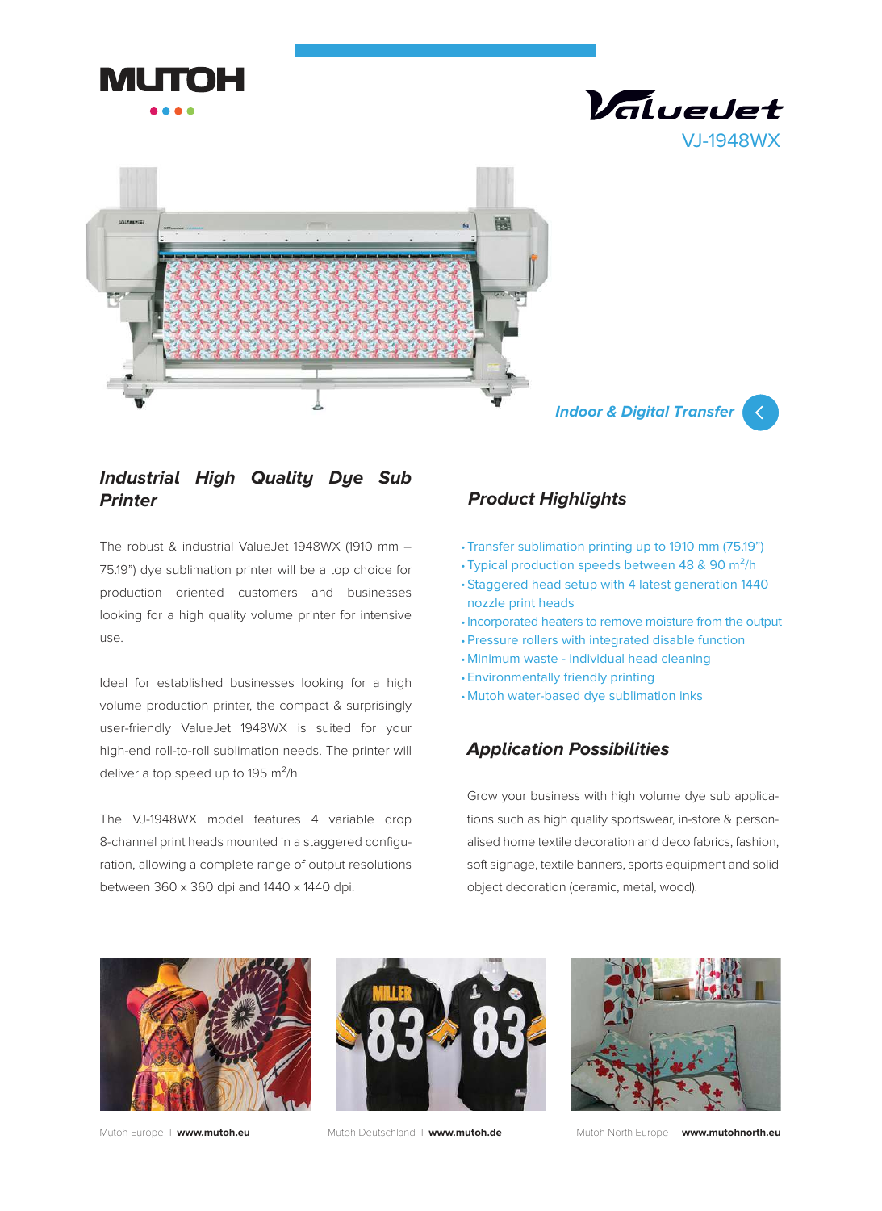# MUTOH

# ValueJet VJ-1948WX

*Indoor & Digital Transfer*

## *Industrial High Quality Dye Sub Printer*

The robust & industrial ValueJet 1948WX (1910 mm – 75.19") dye sublimation printer will be a top choice for production oriented customers and businesses looking for a high quality volume printer for intensive use.

Ideal for established businesses looking for a high volume production printer, the compact & surprisingly user-friendly ValueJet 1948WX is suited for your high-end roll-to-roll sublimation needs. The printer will deliver a top speed up to 195 $m^2$/h.

The VJ-1948WX model features 4 variable drop 8-channel print heads mounted in a staggered configuration, allowing a complete range of output resolutions between 360 x 360 dpi and 1440 x 1440 dpi.

## *Product Highlights*

- Transfer sublimation printing up to 1910 mm (75.19")
- Typical production speeds between 48 & 90 $m^2$/h
- Staggered head setup with 4 latest generation 1440 nozzle print heads
- Incorporated heaters to remove moisture from the output
- Pressure rollers with integrated disable function
- Minimum waste - individual head cleaning
- Environmentally friendly printing
- Mutoh water-based dye sublimation inks

## *Application Possibilities*

Grow your business with high volume dye sub applications such as high quality sportswear, in-store & personalised home textile decoration and deco fabrics, fashion, soft signage, textile banners, sports equipment and solid object decoration (ceramic, metal, wood).

Mutoh Europe | **www.mutoh.eu** Mutoh Deutschland | **www.mutoh.de** Mutoh North Europe | **www.mutohnorth.eu**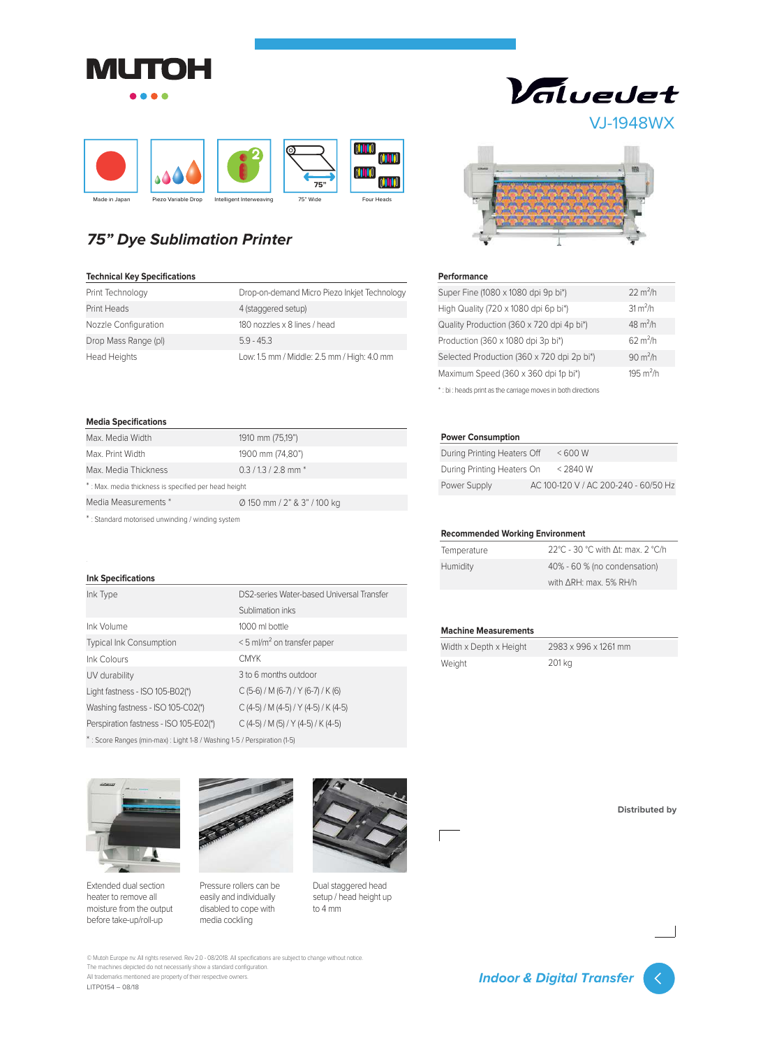MUTOH

# ValueJet
## VJ-1948WX

Made in Japan | Piezo Variable Drop | Intelligent Interweaving | 75" Wide | Four Heads

## *75" Dye Sublimation Printer*

### Technical Key Specifications

| | |
|---|---|
| Print Technology | Drop-on-demand Micro Piezo Inkjet Technology |
| Print Heads | 4 (staggered setup) |
| Nozzle Configuration | 180 nozzles x 8 lines / head |
| Drop Mass Range (pl) | 5.9 - 45.3 |
| Head Heights | Low: 1.5 mm / Middle: 2.5 mm / High: 4.0 mm |

### Performance

| | |
|---|---|
| Super Fine (1080 x 1080 dpi 9p bi*) | 22 m²/h |
| High Quality (720 x 1080 dpi 6p bi*) | 31 m²/h |
| Quality Production (360 x 720 dpi 4p bi*) | 48 m²/h |
| Production (360 x 1080 dpi 3p bi*) | 62 m²/h |
| Selected Production (360 x 720 dpi 2p bi*) | 90 m²/h |
| Maximum Speed (360 x 360 dpi 1p bi*) | 195 m²/h |

* : bi : heads print as the carriage moves in both directions

### Media Specifications

| | |
|---|---|
| Max. Media Width | 1910 mm (75,19") |
| Max. Print Width | 1900 mm (74,80") |
| Max. Media Thickness | 0.3 / 1.3 / 2.8 mm * |
| * : Max. media thickness is specified per head height | |
| Media Measurements * | Ø 150 mm / 2" & 3" / 100 kg |

* : Standard motorised unwinding / winding system

### Power Consumption

| | |
|---|---|
| During Printing Heaters Off | < 600 W |
| During Printing Heaters On | < 2840 W |
| Power Supply | AC 100-120 V / AC 200-240 - 60/50 Hz |

### Recommended Working Environment

| | |
|---|---|
| Temperature | 22°C - 30 °C with Δt: max. 2 °C/h |
| Humidity | 40% - 60 % (no condensation) with ΔRH: max. 5% RH/h |

### Machine Measurements

| | |
|---|---|
| Width x Depth x Height | 2983 x 996 x 1261 mm |
| Weight | 201 kg |

### Ink Specifications

| | |
|---|---|
| Ink Type | DS2-series Water-based Universal Transfer Sublimation inks |
| Ink Volume | 1000 ml bottle |
| Typical Ink Consumption | < 5 ml/m² on transfer paper |
| Ink Colours | CMYK |
| UV durability | 3 to 6 months outdoor |
| Light fastness - ISO 105-B02(*) | C (5-6) / M (6-7) / Y (6-7) / K (6) |
| Washing fastness - ISO 105-C02(*) | C (4-5) / M (4-5) / Y (4-5) / K (4-5) |
| Perspiration fastness - ISO 105-E02(*) | C (4-5) / M (5) / Y (4-5) / K (4-5) |

* : Score Ranges (min-max) : Light 1-8 / Washing 1-5 / Perspiration (1-5)

Extended dual section heater to remove all moisture from the output before take-up/roll-up

Pressure rollers can be easily and individually disabled to cope with media cockling

Dual staggered head setup / head height up to 4 mm

**Distributed by**

© Mutoh Europe nv. All rights reserved. Rev 2.0 - 08/2018. All specifications are subject to change without notice.
The machines depicted do not necessarily show a standard configuration.
All trademarks mentioned are property of their respective owners.
LITP0154 – 08/18

*Indoor & Digital Transfer*